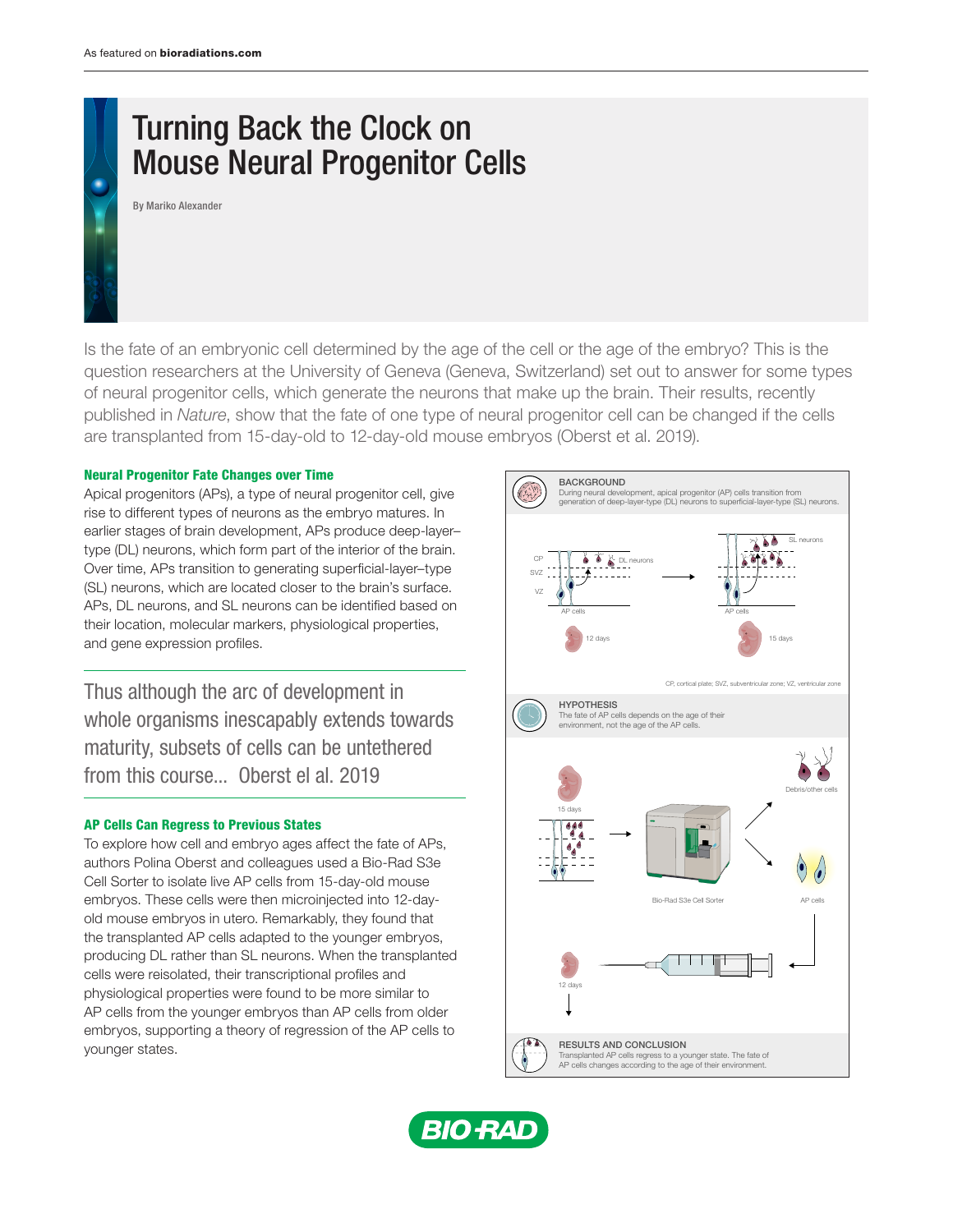As featured on **bioradiations.com**

# Turning Back the Clock on Mouse Neural Progenitor Cells

By Mariko Alexander

Is the fate of an embryonic cell determined by the age of the cell or the age of the embryo? This is the question researchers at the University of Geneva (Geneva, Switzerland) set out to answer for some types of neural progenitor cells, which generate the neurons that make up the brain. Their results, recently published in *Nature*, show that the fate of one type of neural progenitor cell can be changed if the cells are transplanted from 15-day-old to 12-day-old mouse embryos (Oberst et al. 2019).

### Neural Progenitor Fate Changes over Time

Apical progenitors (APs), a type of neural progenitor cell, give rise to different types of neurons as the embryo matures. In earlier stages of brain development, APs produce deep-layer–type (DL) neurons, which form part of the interior of the brain. Over time, APs transition to generating superficial-layer–type (SL) neurons, which are located closer to the brain's surface. APs, DL neurons, and SL neurons can be identified based on their location, molecular markers, physiological properties, and gene expression profiles.

> Thus although the arc of development in whole organisms inescapably extends towards maturity, subsets of cells can be untethered from this course... Oberst el al. 2019

### AP Cells Can Regress to Previous States

To explore how cell and embryo ages affect the fate of APs, authors Polina Oberst and colleagues used a Bio-Rad S3e Cell Sorter to isolate live AP cells from 15-day-old mouse embryos. These cells were then microinjected into 12-day-old mouse embryos in utero. Remarkably, they found that the transplanted AP cells adapted to the younger embryos, producing DL rather than SL neurons. When the transplanted cells were reisolated, their transcriptional profiles and physiological properties were found to be more similar to AP cells from the younger embryos than AP cells from older embryos, supporting a theory of regression of the AP cells to younger states.

**BACKGROUND**
During neural development, apical progenitor (AP) cells transition from generation of deep-layer-type (DL) neurons to superficial-layer-type (SL) neurons.

CP, cortical plate; SVZ, subventricular zone; VZ, ventricular zone

**HYPOTHESIS**
The fate of AP cells depends on the age of their environment, not the age of the AP cells.

**RESULTS AND CONCLUSION**
Transplanted AP cells regress to a younger state. The fate of AP cells changes according to the age of their environment.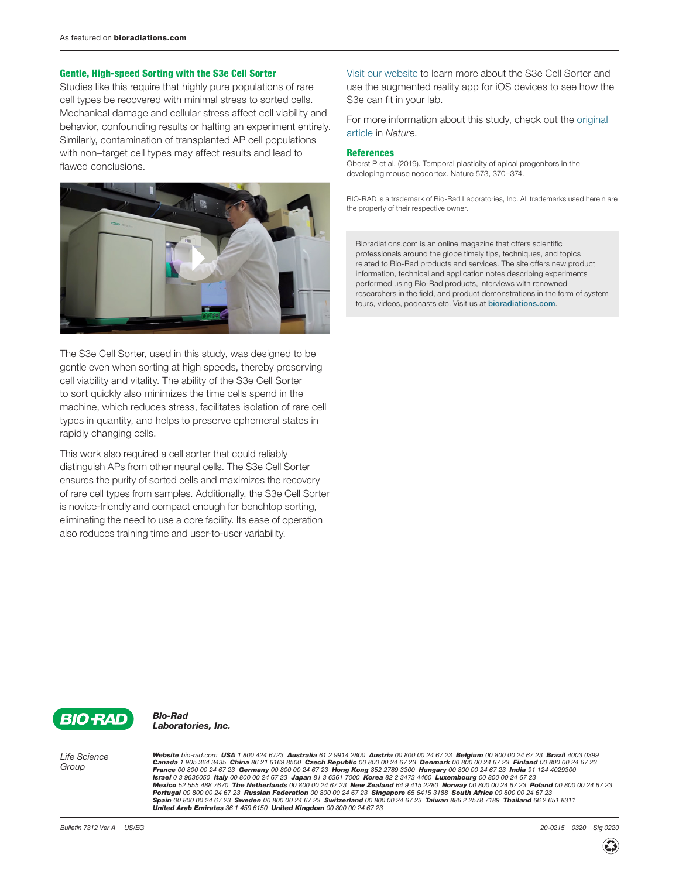## Gentle, High-speed Sorting with the S3e Cell Sorter

Studies like this require that highly pure populations of rare cell types be recovered with minimal stress to sorted cells. Mechanical damage and cellular stress affect cell viability and behavior, confounding results or halting an experiment entirely. Similarly, contamination of transplanted AP cell populations with non–target cell types may affect results and lead to flawed conclusions.

The S3e Cell Sorter, used in this study, was designed to be gentle even when sorting at high speeds, thereby preserving cell viability and vitality. The ability of the S3e Cell Sorter to sort quickly also minimizes the time cells spend in the machine, which reduces stress, facilitates isolation of rare cell types in quantity, and helps to preserve ephemeral states in rapidly changing cells.

This work also required a cell sorter that could reliably distinguish APs from other neural cells. The S3e Cell Sorter ensures the purity of sorted cells and maximizes the recovery of rare cell types from samples. Additionally, the S3e Cell Sorter is novice-friendly and compact enough for benchtop sorting, eliminating the need to use a core facility. Its ease of operation also reduces training time and user-to-user variability.

Visit our website to learn more about the S3e Cell Sorter and use the augmented reality app for iOS devices to see how the S3e can fit in your lab.

For more information about this study, check out the original article in *Nature*.

### References

Oberst P et al. (2019). Temporal plasticity of apical progenitors in the developing mouse neocortex. Nature 573, 370–374.

BIO-RAD is a trademark of Bio-Rad Laboratories, Inc. All trademarks used herein are the property of their respective owner.

Bioradiations.com is an online magazine that offers scientific professionals around the globe timely tips, techniques, and topics related to Bio-Rad products and services. The site offers new product information, technical and application notes describing experiments performed using Bio-Rad products, interviews with renowned researchers in the field, and product demonstrations in the form of system tours, videos, podcasts etc. Visit us at **bioradiations.com**.

**BIO-RAD** ***Bio-Rad Laboratories, Inc.***

*Life Science Group*

***Website*** *bio-rad.com* ***USA*** *1 800 424 6723* ***Australia*** *61 2 9914 2800* ***Austria*** *00 800 00 24 67 23* ***Belgium*** *00 800 00 24 67 23* ***Brazil*** *4003 0399* ***Canada*** *1 905 364 3435* ***China*** *86 21 6169 8500* ***Czech Republic*** *00 800 00 24 67 23* ***Denmark*** *00 800 00 24 67 23* ***Finland*** *00 800 00 24 67 23* ***France*** *00 800 00 24 67 23* ***Germany*** *00 800 00 24 67 23* ***Hong Kong*** *852 2789 3300* ***Hungary*** *00 800 00 24 67 23* ***India*** *91 124 4029300* ***Israel*** *0 3 9636050* ***Italy*** *00 800 00 24 67 23* ***Japan*** *81 3 6361 7000* ***Korea*** *82 2 3473 4460* ***Luxembourg*** *00 800 00 24 67 23* ***Mexico*** *52 555 488 7670* ***The Netherlands*** *00 800 00 24 67 23* ***New Zealand*** *64 9 415 2280* ***Norway*** *00 800 00 24 67 23* ***Poland*** *00 800 00 24 67 23* ***Portugal*** *00 800 00 24 67 23* ***Russian Federation*** *00 800 00 24 67 23* ***Singapore*** *65 6415 3188* ***South Africa*** *00 800 00 24 67 23* ***Spain*** *00 800 00 24 67 23* ***Sweden*** *00 800 00 24 67 23* ***Switzerland*** *00 800 00 24 67 23* ***Taiwan*** *886 2 2578 7189* ***Thailand*** *66 2 651 8311* ***United Arab Emirates*** *36 1 459 6150* ***United Kingdom*** *00 800 00 24 67 23*

*Bulletin 7312 Ver A US/EG* *20-0215 0320 Sig 0220*